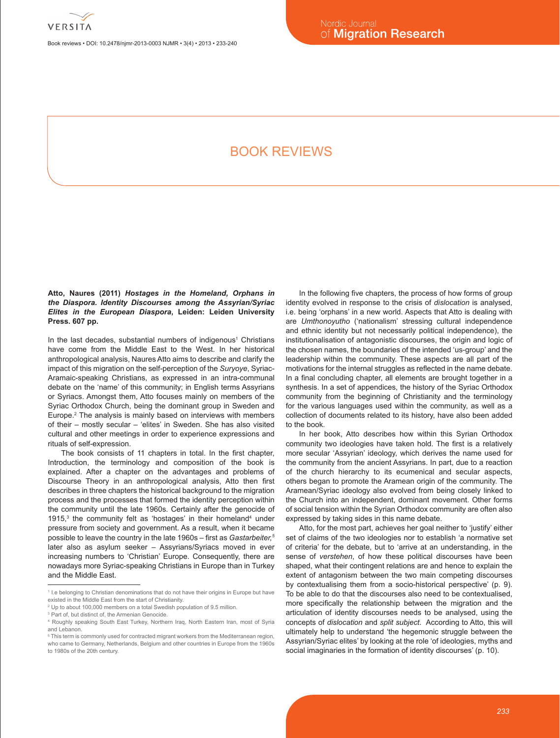# BOOK REVIEWS

**Atto, Naures (2011) *Hostages in the Homeland, Orphans in the Diaspora. Identity Discourses among the Assyrian/Syriac Elites in the European Diaspora*, Leiden: Leiden University Press. 607 pp.**

In the last decades, substantial numbers of indigenous[1] Christians have come from the Middle East to the West. In her historical anthropological analysis, Naures Atto aims to describe and clarify the impact of this migration on the self-perception of the *Suryoye*, Syriac-Aramaic-speaking Christians, as expressed in an intra-communal debate on the 'name' of this community; in English terms Assyrians or Syriacs. Amongst them, Atto focuses mainly on members of the Syriac Orthodox Church, being the dominant group in Sweden and Europe.[2] The analysis is mainly based on interviews with members of their – mostly secular – 'elites' in Sweden. She has also visited cultural and other meetings in order to experience expressions and rituals of self-expression.

The book consists of 11 chapters in total. In the first chapter, Introduction, the terminology and composition of the book is explained. After a chapter on the advantages and problems of Discourse Theory in an anthropological analysis, Atto then first describes in three chapters the historical background to the migration process and the processes that formed the identity perception within the community until the late 1960s. Certainly after the genocide of 1915,[3] the community felt as 'hostages' in their homeland[4] under pressure from society and government. As a result, when it became possible to leave the country in the late 1960s – first as *Gastarbeiter,*[5] later also as asylum seeker – Assyrians/Syriacs moved in ever increasing numbers to 'Christian' Europe. Consequently, there are nowadays more Syriac-speaking Christians in Europe than in Turkey and the Middle East.

In the following five chapters, the process of how forms of group identity evolved in response to the crisis of *dislocation* is analysed, i.e. being 'orphans' in a new world. Aspects that Atto is dealing with are *Umthonoyutho* ('nationalism' stressing cultural independence and ethnic identity but not necessarily political independence), the institutionalisation of antagonistic discourses, the origin and logic of the chosen names, the boundaries of the intended 'us-group' and the leadership within the community. These aspects are all part of the motivations for the internal struggles as reflected in the name debate. In a final concluding chapter, all elements are brought together in a synthesis. In a set of appendices, the history of the Syriac Orthodox community from the beginning of Christianity and the terminology for the various languages used within the community, as well as a collection of documents related to its history, have also been added to the book.

In her book, Atto describes how within this Syrian Orthodox community two ideologies have taken hold. The first is a relatively more secular 'Assyrian' ideology, which derives the name used for the community from the ancient Assyrians. In part, due to a reaction of the church hierarchy to its ecumenical and secular aspects, others began to promote the Aramean origin of the community. The Aramean/Syriac ideology also evolved from being closely linked to the Church into an independent, dominant movement. Other forms of social tension within the Syrian Orthodox community are often also expressed by taking sides in this name debate.

Atto, for the most part, achieves her goal neither to 'justify' either set of claims of the two ideologies nor to establish 'a normative set of criteria' for the debate, but to 'arrive at an understanding, in the sense of *verstehen*, of how these political discourses have been shaped, what their contingent relations are and hence to explain the extent of antagonism between the two main competing discourses by contextualising them from a socio-historical perspective' (p. 9). To be able to do that the discourses also need to be contextualised, more specifically the relationship between the migration and the articulation of identity discourses needs to be analysed, using the concepts of *dislocation* and *split subject*. According to Atto, this will ultimately help to understand 'the hegemonic struggle between the Assyrian/Syriac elites' by looking at the role 'of ideologies, myths and social imaginaries in the formation of identity discourses' (p. 10).

---

[1] I.e belonging to Christian denominations that do not have their origins in Europe but have existed in the Middle East from the start of Christianity.

[2] Up to about 100,000 members on a total Swedish population of 9.5 million.

[3] Part of, but distinct of, the Armenian Genocide.

[4] Roughly speaking South East Turkey, Northern Iraq, North Eastern Iran, most of Syria and Lebanon.

[5] This term is commonly used for contracted migrant workers from the Mediterranean region, who came to Germany, Netherlands, Belgium and other countries in Europe from the 1960s to 1980s of the 20th century.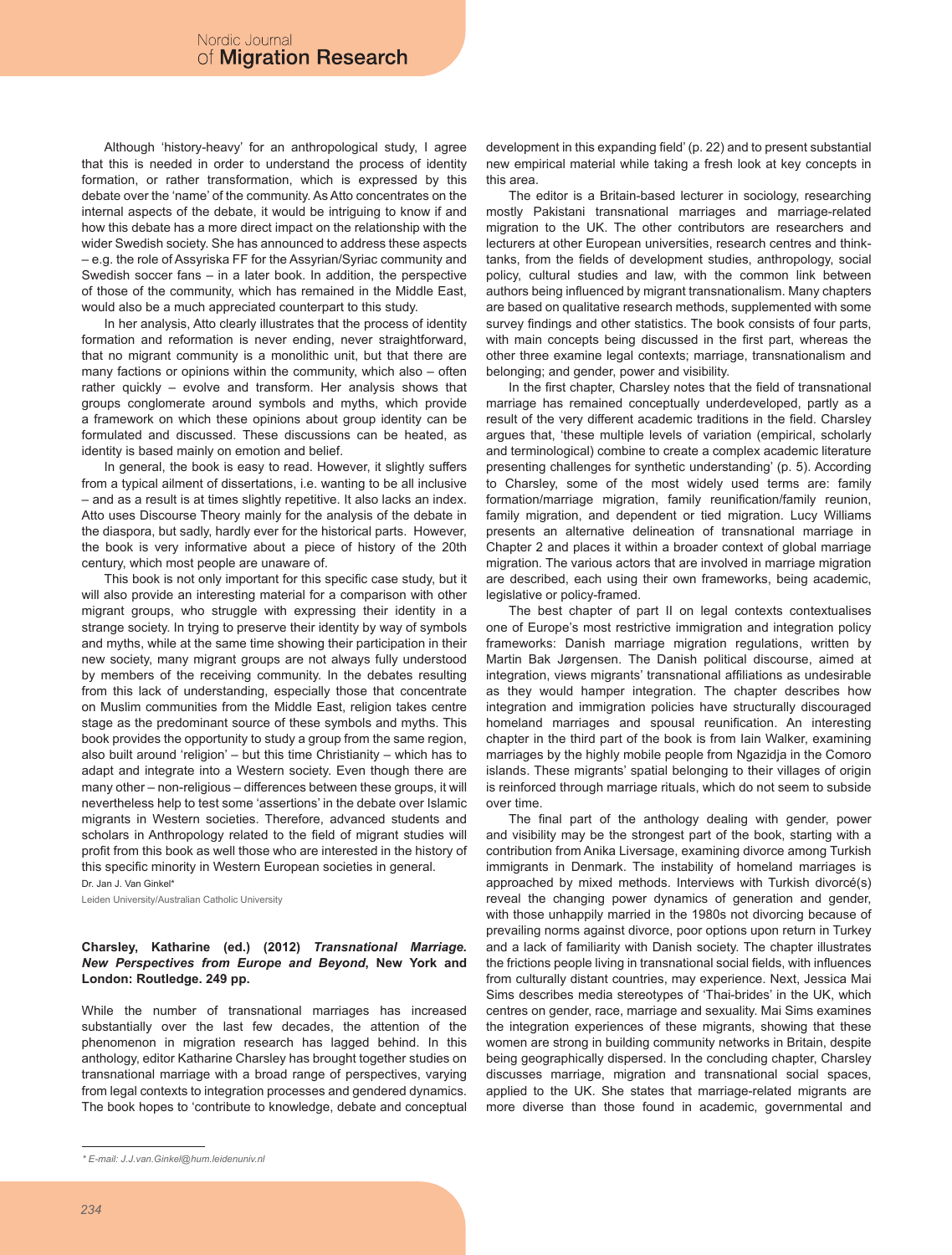Although 'history-heavy' for an anthropological study, I agree that this is needed in order to understand the process of identity formation, or rather transformation, which is expressed by this debate over the 'name' of the community. As Atto concentrates on the internal aspects of the debate, it would be intriguing to know if and how this debate has a more direct impact on the relationship with the wider Swedish society. She has announced to address these aspects – e.g. the role of Assyriska FF for the Assyrian/Syriac community and Swedish soccer fans – in a later book. In addition, the perspective of those of the community, which has remained in the Middle East, would also be a much appreciated counterpart to this study.

In her analysis, Atto clearly illustrates that the process of identity formation and reformation is never ending, never straightforward, that no migrant community is a monolithic unit, but that there are many factions or opinions within the community, which also – often rather quickly – evolve and transform. Her analysis shows that groups conglomerate around symbols and myths, which provide a framework on which these opinions about group identity can be formulated and discussed. These discussions can be heated, as identity is based mainly on emotion and belief.

In general, the book is easy to read. However, it slightly suffers from a typical ailment of dissertations, i.e. wanting to be all inclusive – and as a result is at times slightly repetitive. It also lacks an index. Atto uses Discourse Theory mainly for the analysis of the debate in the diaspora, but sadly, hardly ever for the historical parts. However, the book is very informative about a piece of history of the 20th century, which most people are unaware of.

This book is not only important for this specific case study, but it will also provide an interesting material for a comparison with other migrant groups, who struggle with expressing their identity in a strange society. In trying to preserve their identity by way of symbols and myths, while at the same time showing their participation in their new society, many migrant groups are not always fully understood by members of the receiving community. In the debates resulting from this lack of understanding, especially those that concentrate on Muslim communities from the Middle East, religion takes centre stage as the predominant source of these symbols and myths. This book provides the opportunity to study a group from the same region, also built around 'religion' – but this time Christianity – which has to adapt and integrate into a Western society. Even though there are many other – non-religious – differences between these groups, it will nevertheless help to test some 'assertions' in the debate over Islamic migrants in Western societies. Therefore, advanced students and scholars in Anthropology related to the field of migrant studies will profit from this book as well those who are interested in the history of this specific minority in Western European societies in general.

Dr. Jan J. Van Ginkel*

Leiden University/Australian Catholic University

**Charsley, Katharine (ed.) (2012) *Transnational Marriage. New Perspectives from Europe and Beyond*, New York and London: Routledge. 249 pp.**

While the number of transnational marriages has increased substantially over the last few decades, the attention of the phenomenon in migration research has lagged behind. In this anthology, editor Katharine Charsley has brought together studies on transnational marriage with a broad range of perspectives, varying from legal contexts to integration processes and gendered dynamics. The book hopes to 'contribute to knowledge, debate and conceptual development in this expanding field' (p. 22) and to present substantial new empirical material while taking a fresh look at key concepts in this area.

The editor is a Britain-based lecturer in sociology, researching mostly Pakistani transnational marriages and marriage-related migration to the UK. The other contributors are researchers and lecturers at other European universities, research centres and think-tanks, from the fields of development studies, anthropology, social policy, cultural studies and law, with the common link between authors being influenced by migrant transnationalism. Many chapters are based on qualitative research methods, supplemented with some survey findings and other statistics. The book consists of four parts, with main concepts being discussed in the first part, whereas the other three examine legal contexts; marriage, transnationalism and belonging; and gender, power and visibility.

In the first chapter, Charsley notes that the field of transnational marriage has remained conceptually underdeveloped, partly as a result of the very different academic traditions in the field. Charsley argues that, 'these multiple levels of variation (empirical, scholarly and terminological) combine to create a complex academic literature presenting challenges for synthetic understanding' (p. 5). According to Charsley, some of the most widely used terms are: family formation/marriage migration, family reunification/family reunion, family migration, and dependent or tied migration. Lucy Williams presents an alternative delineation of transnational marriage in Chapter 2 and places it within a broader context of global marriage migration. The various actors that are involved in marriage migration are described, each using their own frameworks, being academic, legislative or policy-framed.

The best chapter of part II on legal contexts contextualises one of Europe's most restrictive immigration and integration policy frameworks: Danish marriage migration regulations, written by Martin Bak Jørgensen. The Danish political discourse, aimed at integration, views migrants' transnational affiliations as undesirable as they would hamper integration. The chapter describes how integration and immigration policies have structurally discouraged homeland marriages and spousal reunification. An interesting chapter in the third part of the book is from Iain Walker, examining marriages by the highly mobile people from Ngazidja in the Comoro islands. These migrants' spatial belonging to their villages of origin is reinforced through marriage rituals, which do not seem to subside over time.

The final part of the anthology dealing with gender, power and visibility may be the strongest part of the book, starting with a contribution from Anika Liversage, examining divorce among Turkish immigrants in Denmark. The instability of homeland marriages is approached by mixed methods. Interviews with Turkish divorcé(s) reveal the changing power dynamics of generation and gender, with those unhappily married in the 1980s not divorcing because of prevailing norms against divorce, poor options upon return in Turkey and a lack of familiarity with Danish society. The chapter illustrates the frictions people living in transnational social fields, with influences from culturally distant countries, may experience. Next, Jessica Mai Sims describes media stereotypes of 'Thai-brides' in the UK, which centres on gender, race, marriage and sexuality. Mai Sims examines the integration experiences of these migrants, showing that these women are strong in building community networks in Britain, despite being geographically dispersed. In the concluding chapter, Charsley discusses marriage, migration and transnational social spaces, applied to the UK. She states that marriage-related migrants are more diverse than those found in academic, governmental and

* E-mail: J.J.van.Ginkel@hum.leidenuniv.nl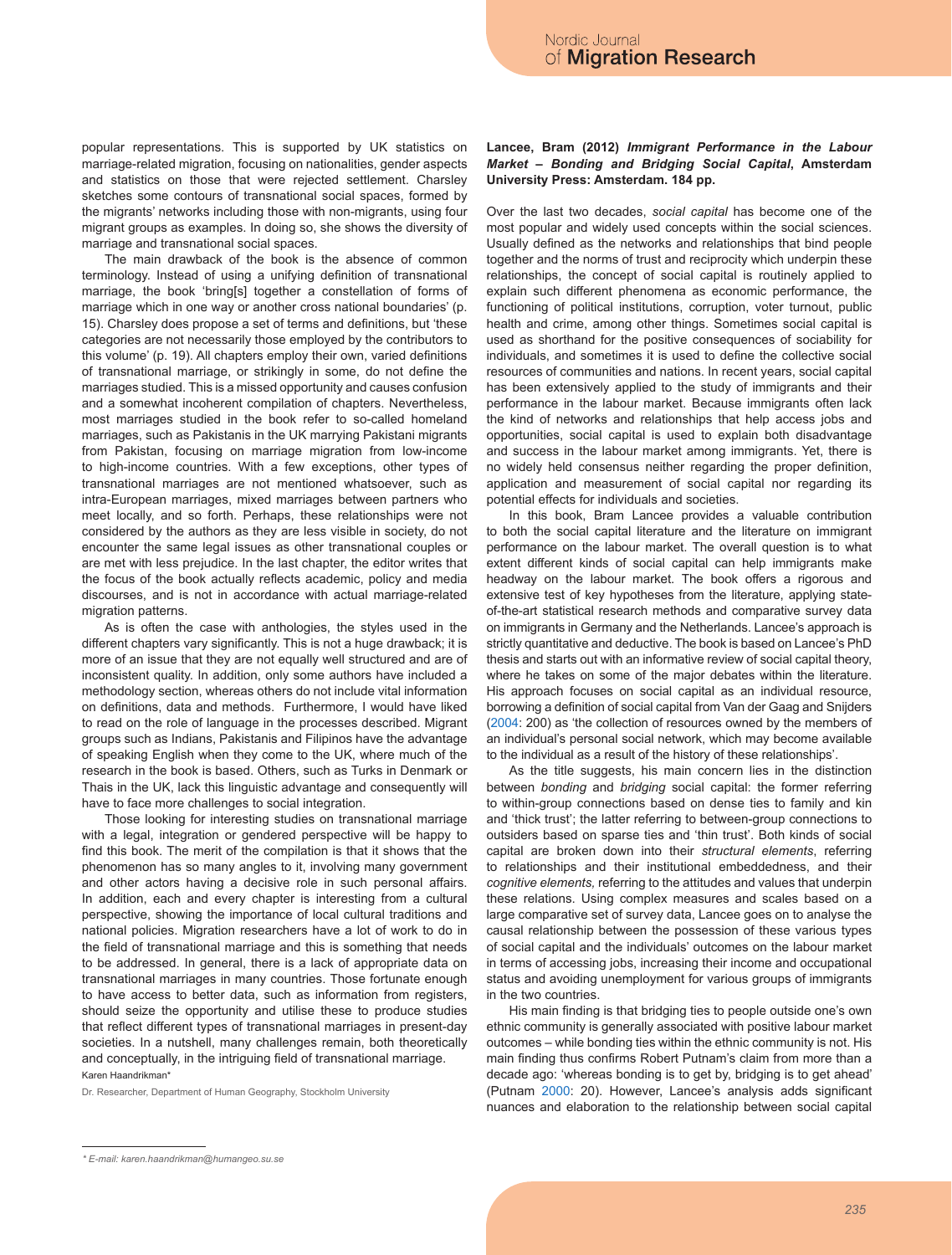popular representations. This is supported by UK statistics on marriage-related migration, focusing on nationalities, gender aspects and statistics on those that were rejected settlement. Charsley sketches some contours of transnational social spaces, formed by the migrants' networks including those with non-migrants, using four migrant groups as examples. In doing so, she shows the diversity of marriage and transnational social spaces.

The main drawback of the book is the absence of common terminology. Instead of using a unifying definition of transnational marriage, the book 'bring[s] together a constellation of forms of marriage which in one way or another cross national boundaries' (p. 15). Charsley does propose a set of terms and definitions, but 'these categories are not necessarily those employed by the contributors to this volume' (p. 19). All chapters employ their own, varied definitions of transnational marriage, or strikingly in some, do not define the marriages studied. This is a missed opportunity and causes confusion and a somewhat incoherent compilation of chapters. Nevertheless, most marriages studied in the book refer to so-called homeland marriages, such as Pakistanis in the UK marrying Pakistani migrants from Pakistan, focusing on marriage migration from low-income to high-income countries. With a few exceptions, other types of transnational marriages are not mentioned whatsoever, such as intra-European marriages, mixed marriages between partners who meet locally, and so forth. Perhaps, these relationships were not considered by the authors as they are less visible in society, do not encounter the same legal issues as other transnational couples or are met with less prejudice. In the last chapter, the editor writes that the focus of the book actually reflects academic, policy and media discourses, and is not in accordance with actual marriage-related migration patterns.

As is often the case with anthologies, the styles used in the different chapters vary significantly. This is not a huge drawback; it is more of an issue that they are not equally well structured and are of inconsistent quality. In addition, only some authors have included a methodology section, whereas others do not include vital information on definitions, data and methods. Furthermore, I would have liked to read on the role of language in the processes described. Migrant groups such as Indians, Pakistanis and Filipinos have the advantage of speaking English when they come to the UK, where much of the research in the book is based. Others, such as Turks in Denmark or Thais in the UK, lack this linguistic advantage and consequently will have to face more challenges to social integration.

Those looking for interesting studies on transnational marriage with a legal, integration or gendered perspective will be happy to find this book. The merit of the compilation is that it shows that the phenomenon has so many angles to it, involving many government and other actors having a decisive role in such personal affairs. In addition, each and every chapter is interesting from a cultural perspective, showing the importance of local cultural traditions and national policies. Migration researchers have a lot of work to do in the field of transnational marriage and this is something that needs to be addressed. In general, there is a lack of appropriate data on transnational marriages in many countries. Those fortunate enough to have access to better data, such as information from registers, should seize the opportunity and utilise these to produce studies that reflect different types of transnational marriages in present-day societies. In a nutshell, many challenges remain, both theoretically and conceptually, in the intriguing field of transnational marriage.

Karen Haandrikman*

Dr. Researcher, Department of Human Geography, Stockholm University

**Lancee, Bram (2012) *Immigrant Performance in the Labour Market – Bonding and Bridging Social Capital*, Amsterdam University Press: Amsterdam. 184 pp.**

Over the last two decades, *social capital* has become one of the most popular and widely used concepts within the social sciences. Usually defined as the networks and relationships that bind people together and the norms of trust and reciprocity which underpin these relationships, the concept of social capital is routinely applied to explain such different phenomena as economic performance, the functioning of political institutions, corruption, voter turnout, public health and crime, among other things. Sometimes social capital is used as shorthand for the positive consequences of sociability for individuals, and sometimes it is used to define the collective social resources of communities and nations. In recent years, social capital has been extensively applied to the study of immigrants and their performance in the labour market. Because immigrants often lack the kind of networks and relationships that help access jobs and opportunities, social capital is used to explain both disadvantage and success in the labour market among immigrants. Yet, there is no widely held consensus neither regarding the proper definition, application and measurement of social capital nor regarding its potential effects for individuals and societies.

In this book, Bram Lancee provides a valuable contribution to both the social capital literature and the literature on immigrant performance on the labour market. The overall question is to what extent different kinds of social capital can help immigrants make headway on the labour market. The book offers a rigorous and extensive test of key hypotheses from the literature, applying state-of-the-art statistical research methods and comparative survey data on immigrants in Germany and the Netherlands. Lancee's approach is strictly quantitative and deductive. The book is based on Lancee's PhD thesis and starts out with an informative review of social capital theory, where he takes on some of the major debates within the literature. His approach focuses on social capital as an individual resource, borrowing a definition of social capital from Van der Gaag and Snijders (2004: 200) as 'the collection of resources owned by the members of an individual's personal social network, which may become available to the individual as a result of the history of these relationships'.

As the title suggests, his main concern lies in the distinction between *bonding* and *bridging* social capital: the former referring to within-group connections based on dense ties to family and kin and 'thick trust'; the latter referring to between-group connections to outsiders based on sparse ties and 'thin trust'. Both kinds of social capital are broken down into their *structural elements*, referring to relationships and their institutional embeddedness, and their *cognitive elements,* referring to the attitudes and values that underpin these relations. Using complex measures and scales based on a large comparative set of survey data, Lancee goes on to analyse the causal relationship between the possession of these various types of social capital and the individuals' outcomes on the labour market in terms of accessing jobs, increasing their income and occupational status and avoiding unemployment for various groups of immigrants in the two countries.

His main finding is that bridging ties to people outside one's own ethnic community is generally associated with positive labour market outcomes – while bonding ties within the ethnic community is not. His main finding thus confirms Robert Putnam's claim from more than a decade ago: 'whereas bonding is to get by, bridging is to get ahead' (Putnam 2000: 20). However, Lancee's analysis adds significant nuances and elaboration to the relationship between social capital

\* E-mail: karen.haandrikman@humangeo.su.se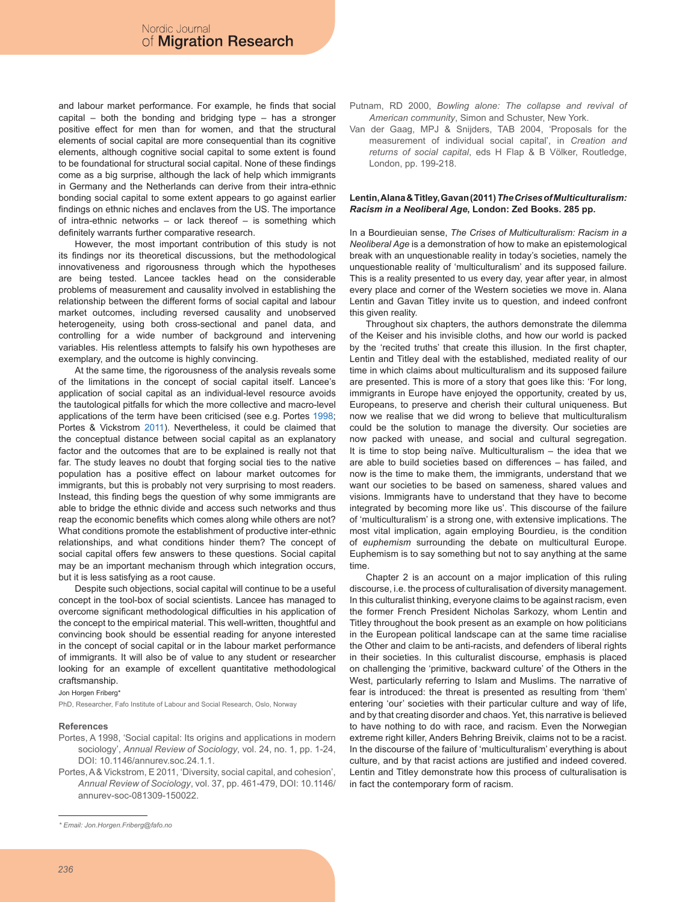and labour market performance. For example, he finds that social capital – both the bonding and bridging type – has a stronger positive effect for men than for women, and that the structural elements of social capital are more consequential than its cognitive elements, although cognitive social capital to some extent is found to be foundational for structural social capital. None of these findings come as a big surprise, although the lack of help which immigrants in Germany and the Netherlands can derive from their intra-ethnic bonding social capital to some extent appears to go against earlier findings on ethnic niches and enclaves from the US. The importance of intra-ethnic networks – or lack thereof – is something which definitely warrants further comparative research.

However, the most important contribution of this study is not its findings nor its theoretical discussions, but the methodological innovativeness and rigorousness through which the hypotheses are being tested. Lancee tackles head on the considerable problems of measurement and causality involved in establishing the relationship between the different forms of social capital and labour market outcomes, including reversed causality and unobserved heterogeneity, using both cross-sectional and panel data, and controlling for a wide number of background and intervening variables. His relentless attempts to falsify his own hypotheses are exemplary, and the outcome is highly convincing.

At the same time, the rigorousness of the analysis reveals some of the limitations in the concept of social capital itself. Lancee's application of social capital as an individual-level resource avoids the tautological pitfalls for which the more collective and macro-level applications of the term have been criticised (see e.g. Portes 1998; Portes & Vickstrom 2011). Nevertheless, it could be claimed that the conceptual distance between social capital as an explanatory factor and the outcomes that are to be explained is really not that far. The study leaves no doubt that forging social ties to the native population has a positive effect on labour market outcomes for immigrants, but this is probably not very surprising to most readers. Instead, this finding begs the question of why some immigrants are able to bridge the ethnic divide and access such networks and thus reap the economic benefits which comes along while others are not? What conditions promote the establishment of productive inter-ethnic relationships, and what conditions hinder them? The concept of social capital offers few answers to these questions. Social capital may be an important mechanism through which integration occurs, but it is less satisfying as a root cause.

Despite such objections, social capital will continue to be a useful concept in the tool-box of social scientists. Lancee has managed to overcome significant methodological difficulties in his application of the concept to the empirical material. This well-written, thoughtful and convincing book should be essential reading for anyone interested in the concept of social capital or in the labour market performance of immigrants. It will also be of value to any student or researcher looking for an example of excellent quantitative methodological craftsmanship.

Jon Horgen Friberg*

PhD, Researcher, Fafo Institute of Labour and Social Research, Oslo, Norway

### References

Portes, A 1998, 'Social capital: Its origins and applications in modern sociology', *Annual Review of Sociology*, vol. 24, no. 1, pp. 1-24, DOI: 10.1146/annurev.soc.24.1.1.

Portes, A & Vickstrom, E 2011, 'Diversity, social capital, and cohesion', *Annual Review of Sociology*, vol. 37, pp. 461-479, DOI: 10.1146/annurev-soc-081309-150022.

Putnam, RD 2000, *Bowling alone: The collapse and revival of American community*, Simon and Schuster, New York.

Van der Gaag, MPJ & Snijders, TAB 2004, 'Proposals for the measurement of individual social capital', in *Creation and returns of social capital*, eds H Flap & B Völker, Routledge, London, pp. 199-218.

* Email: Jon.Horgen.Friberg@fafo.no

**Lentin, Alana & Titley, Gavan (2011) *The Crises of Multiculturalism: Racism in a Neoliberal Age*, London: Zed Books. 285 pp.**

In a Bourdieuian sense, *The Crises of Multiculturalism: Racism in a Neoliberal Age* is a demonstration of how to make an epistemological break with an unquestionable reality in today's societies, namely the unquestionable reality of 'multiculturalism' and its supposed failure. This is a reality presented to us every day, year after year, in almost every place and corner of the Western societies we move in. Alana Lentin and Gavan Titley invite us to question, and indeed confront this given reality.

Throughout six chapters, the authors demonstrate the dilemma of the Keiser and his invisible cloths, and how our world is packed by the 'recited truths' that create this illusion. In the first chapter, Lentin and Titley deal with the established, mediated reality of our time in which claims about multiculturalism and its supposed failure are presented. This is more of a story that goes like this: 'For long, immigrants in Europe have enjoyed the opportunity, created by us, Europeans, to preserve and cherish their cultural uniqueness. But now we realise that we did wrong to believe that multiculturalism could be the solution to manage the diversity. Our societies are now packed with unease, and social and cultural segregation. It is time to stop being naïve. Multiculturalism – the idea that we are able to build societies based on differences – has failed, and now is the time to make them, the immigrants, understand that we want our societies to be based on sameness, shared values and visions. Immigrants have to understand that they have to become integrated by becoming more like us'. This discourse of the failure of 'multiculturalism' is a strong one, with extensive implications. The most vital implication, again employing Bourdieu, is the condition of *euphemism* surrounding the debate on multicultural Europe. Euphemism is to say something but not to say anything at the same time.

Chapter 2 is an account on a major implication of this ruling discourse, i.e. the process of culturalisation of diversity management. In this culturalist thinking, everyone claims to be against racism, even the former French President Nicholas Sarkozy, whom Lentin and Titley throughout the book present as an example on how politicians in the European political landscape can at the same time racialise the Other and claim to be anti-racists, and defenders of liberal rights in their societies. In this culturalist discourse, emphasis is placed on challenging the 'primitive, backward culture' of the Others in the West, particularly referring to Islam and Muslims. The narrative of fear is introduced: the threat is presented as resulting from 'them' entering 'our' societies with their particular culture and way of life, and by that creating disorder and chaos. Yet, this narrative is believed to have nothing to do with race, and racism. Even the Norwegian extreme right killer, Anders Behring Breivik, claims not to be a racist. In the discourse of the failure of 'multiculturalism' everything is about culture, and by that racist actions are justified and indeed covered. Lentin and Titley demonstrate how this process of culturalisation is in fact the contemporary form of racism.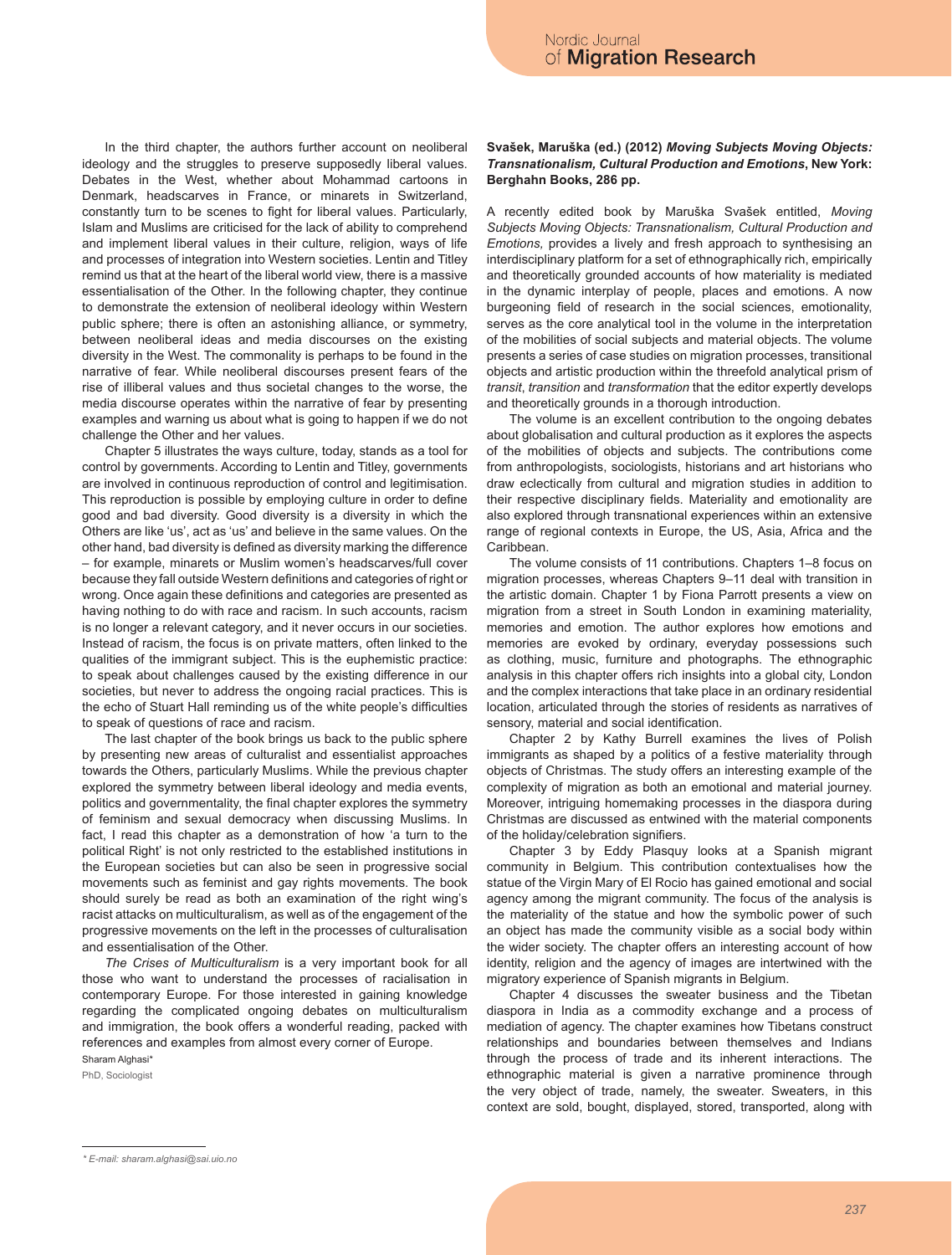In the third chapter, the authors further account on neoliberal ideology and the struggles to preserve supposedly liberal values. Debates in the West, whether about Mohammad cartoons in Denmark, headscarves in France, or minarets in Switzerland, constantly turn to be scenes to fight for liberal values. Particularly, Islam and Muslims are criticised for the lack of ability to comprehend and implement liberal values in their culture, religion, ways of life and processes of integration into Western societies. Lentin and Titley remind us that at the heart of the liberal world view, there is a massive essentialisation of the Other. In the following chapter, they continue to demonstrate the extension of neoliberal ideology within Western public sphere; there is often an astonishing alliance, or symmetry, between neoliberal ideas and media discourses on the existing diversity in the West. The commonality is perhaps to be found in the narrative of fear. While neoliberal discourses present fears of the rise of illiberal values and thus societal changes to the worse, the media discourse operates within the narrative of fear by presenting examples and warning us about what is going to happen if we do not challenge the Other and her values.

Chapter 5 illustrates the ways culture, today, stands as a tool for control by governments. According to Lentin and Titley, governments are involved in continuous reproduction of control and legitimisation. This reproduction is possible by employing culture in order to define good and bad diversity. Good diversity is a diversity in which the Others are like 'us', act as 'us' and believe in the same values. On the other hand, bad diversity is defined as diversity marking the difference – for example, minarets or Muslim women's headscarves/full cover because they fall outside Western definitions and categories of right or wrong. Once again these definitions and categories are presented as having nothing to do with race and racism. In such accounts, racism is no longer a relevant category, and it never occurs in our societies. Instead of racism, the focus is on private matters, often linked to the qualities of the immigrant subject. This is the euphemistic practice: to speak about challenges caused by the existing difference in our societies, but never to address the ongoing racial practices. This is the echo of Stuart Hall reminding us of the white people's difficulties to speak of questions of race and racism.

The last chapter of the book brings us back to the public sphere by presenting new areas of culturalist and essentialist approaches towards the Others, particularly Muslims. While the previous chapter explored the symmetry between liberal ideology and media events, politics and governmentality, the final chapter explores the symmetry of feminism and sexual democracy when discussing Muslims. In fact, I read this chapter as a demonstration of how 'a turn to the political Right' is not only restricted to the established institutions in the European societies but can also be seen in progressive social movements such as feminist and gay rights movements. The book should surely be read as both an examination of the right wing's racist attacks on multiculturalism, as well as of the engagement of the progressive movements on the left in the processes of culturalisation and essentialisation of the Other.

*The Crises of Multiculturalism* is a very important book for all those who want to understand the processes of racialisation in contemporary Europe. For those interested in gaining knowledge regarding the complicated ongoing debates on multiculturalism and immigration, the book offers a wonderful reading, packed with references and examples from almost every corner of Europe.

Sharam Alghasi*

PhD, Sociologist

\* E-mail: sharam.alghasi@sai.uio.no

**Svašek, Maruška (ed.) (2012) *Moving Subjects Moving Objects: Transnationalism, Cultural Production and Emotions*, New York: Berghahn Books, 286 pp.**

A recently edited book by Maruška Svašek entitled, *Moving Subjects Moving Objects: Transnationalism, Cultural Production and Emotions,* provides a lively and fresh approach to synthesising an interdisciplinary platform for a set of ethnographically rich, empirically and theoretically grounded accounts of how materiality is mediated in the dynamic interplay of people, places and emotions. A now burgeoning field of research in the social sciences, emotionality, serves as the core analytical tool in the volume in the interpretation of the mobilities of social subjects and material objects. The volume presents a series of case studies on migration processes, transitional objects and artistic production within the threefold analytical prism of *transit*, *transition* and *transformation* that the editor expertly develops and theoretically grounds in a thorough introduction.

The volume is an excellent contribution to the ongoing debates about globalisation and cultural production as it explores the aspects of the mobilities of objects and subjects. The contributions come from anthropologists, sociologists, historians and art historians who draw eclectically from cultural and migration studies in addition to their respective disciplinary fields. Materiality and emotionality are also explored through transnational experiences within an extensive range of regional contexts in Europe, the US, Asia, Africa and the Caribbean.

The volume consists of 11 contributions. Chapters 1–8 focus on migration processes, whereas Chapters 9–11 deal with transition in the artistic domain. Chapter 1 by Fiona Parrott presents a view on migration from a street in South London in examining materiality, memories and emotion. The author explores how emotions and memories are evoked by ordinary, everyday possessions such as clothing, music, furniture and photographs. The ethnographic analysis in this chapter offers rich insights into a global city, London and the complex interactions that take place in an ordinary residential location, articulated through the stories of residents as narratives of sensory, material and social identification.

Chapter 2 by Kathy Burrell examines the lives of Polish immigrants as shaped by a politics of a festive materiality through objects of Christmas. The study offers an interesting example of the complexity of migration as both an emotional and material journey. Moreover, intriguing homemaking processes in the diaspora during Christmas are discussed as entwined with the material components of the holiday/celebration signifiers.

Chapter 3 by Eddy Plasquy looks at a Spanish migrant community in Belgium. This contribution contextualises how the statue of the Virgin Mary of El Rocio has gained emotional and social agency among the migrant community. The focus of the analysis is the materiality of the statue and how the symbolic power of such an object has made the community visible as a social body within the wider society. The chapter offers an interesting account of how identity, religion and the agency of images are intertwined with the migratory experience of Spanish migrants in Belgium.

Chapter 4 discusses the sweater business and the Tibetan diaspora in India as a commodity exchange and a process of mediation of agency. The chapter examines how Tibetans construct relationships and boundaries between themselves and Indians through the process of trade and its inherent interactions. The ethnographic material is given a narrative prominence through the very object of trade, namely, the sweater. Sweaters, in this context are sold, bought, displayed, stored, transported, along with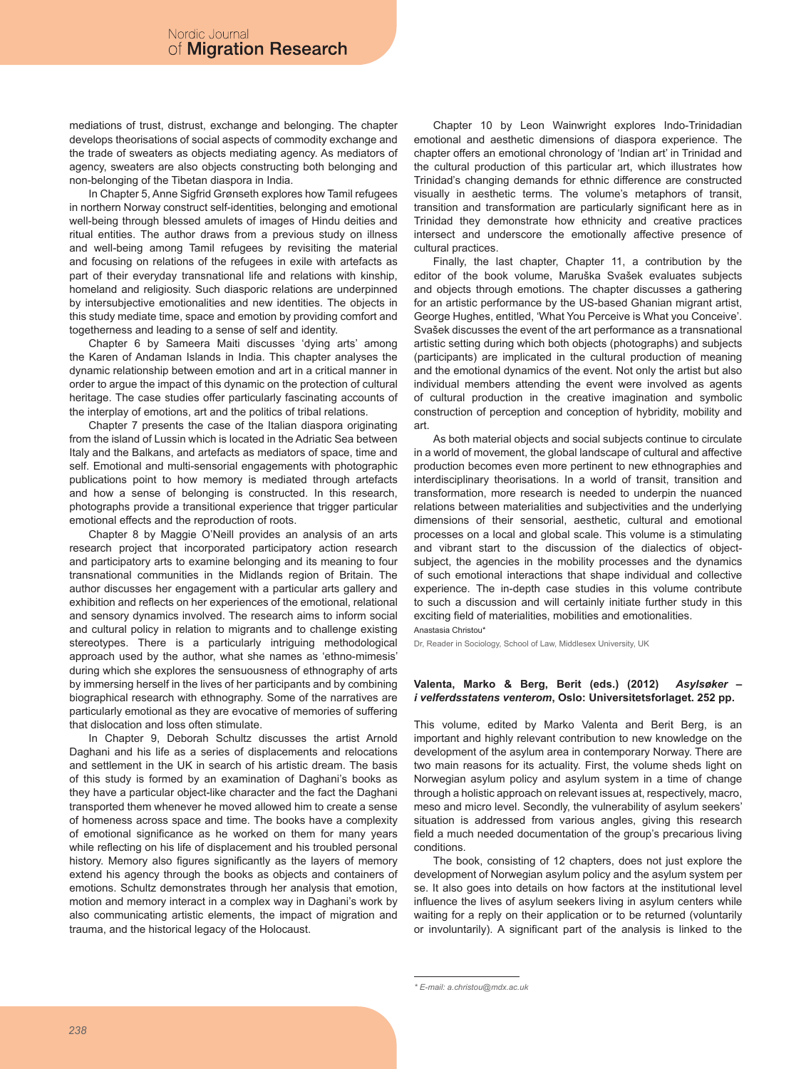mediations of trust, distrust, exchange and belonging. The chapter develops theorisations of social aspects of commodity exchange and the trade of sweaters as objects mediating agency. As mediators of agency, sweaters are also objects constructing both belonging and non-belonging of the Tibetan diaspora in India.

In Chapter 5, Anne Sigfrid Grønseth explores how Tamil refugees in northern Norway construct self-identities, belonging and emotional well-being through blessed amulets of images of Hindu deities and ritual entities. The author draws from a previous study on illness and well-being among Tamil refugees by revisiting the material and focusing on relations of the refugees in exile with artefacts as part of their everyday transnational life and relations with kinship, homeland and religiosity. Such diasporic relations are underpinned by intersubjective emotionalities and new identities. The objects in this study mediate time, space and emotion by providing comfort and togetherness and leading to a sense of self and identity.

Chapter 6 by Sameera Maiti discusses 'dying arts' among the Karen of Andaman Islands in India. This chapter analyses the dynamic relationship between emotion and art in a critical manner in order to argue the impact of this dynamic on the protection of cultural heritage. The case studies offer particularly fascinating accounts of the interplay of emotions, art and the politics of tribal relations.

Chapter 7 presents the case of the Italian diaspora originating from the island of Lussin which is located in the Adriatic Sea between Italy and the Balkans, and artefacts as mediators of space, time and self. Emotional and multi-sensorial engagements with photographic publications point to how memory is mediated through artefacts and how a sense of belonging is constructed. In this research, photographs provide a transitional experience that trigger particular emotional effects and the reproduction of roots.

Chapter 8 by Maggie O'Neill provides an analysis of an arts research project that incorporated participatory action research and participatory arts to examine belonging and its meaning to four transnational communities in the Midlands region of Britain. The author discusses her engagement with a particular arts gallery and exhibition and reflects on her experiences of the emotional, relational and sensory dynamics involved. The research aims to inform social and cultural policy in relation to migrants and to challenge existing stereotypes. There is a particularly intriguing methodological approach used by the author, what she names as 'ethno-mimesis' during which she explores the sensuousness of ethnography of arts by immersing herself in the lives of her participants and by combining biographical research with ethnography. Some of the narratives are particularly emotional as they are evocative of memories of suffering that dislocation and loss often stimulate.

In Chapter 9, Deborah Schultz discusses the artist Arnold Daghani and his life as a series of displacements and relocations and settlement in the UK in search of his artistic dream. The basis of this study is formed by an examination of Daghani's books as they have a particular object-like character and the fact the Daghani transported them whenever he moved allowed him to create a sense of homeness across space and time. The books have a complexity of emotional significance as he worked on them for many years while reflecting on his life of displacement and his troubled personal history. Memory also figures significantly as the layers of memory extend his agency through the books as objects and containers of emotions. Schultz demonstrates through her analysis that emotion, motion and memory interact in a complex way in Daghani's work by also communicating artistic elements, the impact of migration and trauma, and the historical legacy of the Holocaust.

Chapter 10 by Leon Wainwright explores Indo-Trinidadian emotional and aesthetic dimensions of diaspora experience. The chapter offers an emotional chronology of 'Indian art' in Trinidad and the cultural production of this particular art, which illustrates how Trinidad's changing demands for ethnic difference are constructed visually in aesthetic terms. The volume's metaphors of transit, transition and transformation are particularly significant here as in Trinidad they demonstrate how ethnicity and creative practices intersect and underscore the emotionally affective presence of cultural practices.

Finally, the last chapter, Chapter 11, a contribution by the editor of the book volume, Maruška Svašek evaluates subjects and objects through emotions. The chapter discusses a gathering for an artistic performance by the US-based Ghanian migrant artist, George Hughes, entitled, 'What You Perceive is What you Conceive'. Svašek discusses the event of the art performance as a transnational artistic setting during which both objects (photographs) and subjects (participants) are implicated in the cultural production of meaning and the emotional dynamics of the event. Not only the artist but also individual members attending the event were involved as agents of cultural production in the creative imagination and symbolic construction of perception and conception of hybridity, mobility and art.

As both material objects and social subjects continue to circulate in a world of movement, the global landscape of cultural and affective production becomes even more pertinent to new ethnographies and interdisciplinary theorisations. In a world of transit, transition and transformation, more research is needed to underpin the nuanced relations between materialities and subjectivities and the underlying dimensions of their sensorial, aesthetic, cultural and emotional processes on a local and global scale. This volume is a stimulating and vibrant start to the discussion of the dialectics of object-subject, the agencies in the mobility processes and the dynamics of such emotional interactions that shape individual and collective experience. The in-depth case studies in this volume contribute to such a discussion and will certainly initiate further study in this exciting field of materialities, mobilities and emotionalities.

Anastasia Christou*

Dr, Reader in Sociology, School of Law, Middlesex University, UK

**Valenta, Marko & Berg, Berit (eds.) (2012)** ***Asylsøker – i velferdsstatens venterom*****, Oslo: Universitetsforlaget. 252 pp.**

This volume, edited by Marko Valenta and Berit Berg, is an important and highly relevant contribution to new knowledge on the development of the asylum area in contemporary Norway. There are two main reasons for its actuality. First, the volume sheds light on Norwegian asylum policy and asylum system in a time of change through a holistic approach on relevant issues at, respectively, macro, meso and micro level. Secondly, the vulnerability of asylum seekers' situation is addressed from various angles, giving this research field a much needed documentation of the group's precarious living conditions.

The book, consisting of 12 chapters, does not just explore the development of Norwegian asylum policy and the asylum system per se. It also goes into details on how factors at the institutional level influence the lives of asylum seekers living in asylum centers while waiting for a reply on their application or to be returned (voluntarily or involuntarily). A significant part of the analysis is linked to the

\* *E-mail: a.christou@mdx.ac.uk*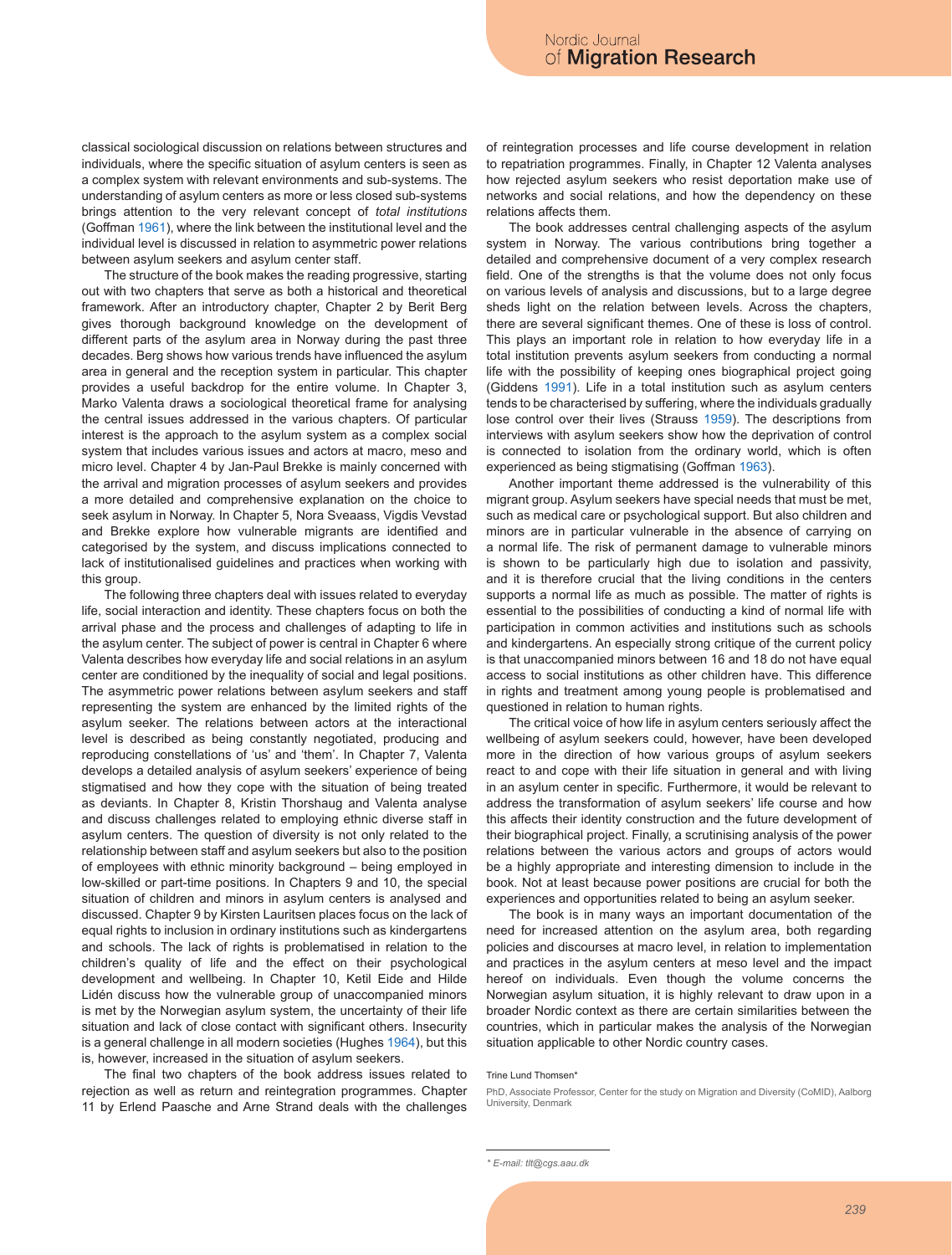classical sociological discussion on relations between structures and individuals, where the specific situation of asylum centers is seen as a complex system with relevant environments and sub-systems. The understanding of asylum centers as more or less closed sub-systems brings attention to the very relevant concept of *total institutions* (Goffman 1961), where the link between the institutional level and the individual level is discussed in relation to asymmetric power relations between asylum seekers and asylum center staff.

The structure of the book makes the reading progressive, starting out with two chapters that serve as both a historical and theoretical framework. After an introductory chapter, Chapter 2 by Berit Berg gives thorough background knowledge on the development of different parts of the asylum area in Norway during the past three decades. Berg shows how various trends have influenced the asylum area in general and the reception system in particular. This chapter provides a useful backdrop for the entire volume. In Chapter 3, Marko Valenta draws a sociological theoretical frame for analysing the central issues addressed in the various chapters. Of particular interest is the approach to the asylum system as a complex social system that includes various issues and actors at macro, meso and micro level. Chapter 4 by Jan-Paul Brekke is mainly concerned with the arrival and migration processes of asylum seekers and provides a more detailed and comprehensive explanation on the choice to seek asylum in Norway. In Chapter 5, Nora Sveaass, Vigdis Vevstad and Brekke explore how vulnerable migrants are identified and categorised by the system, and discuss implications connected to lack of institutionalised guidelines and practices when working with this group.

The following three chapters deal with issues related to everyday life, social interaction and identity. These chapters focus on both the arrival phase and the process and challenges of adapting to life in the asylum center. The subject of power is central in Chapter 6 where Valenta describes how everyday life and social relations in an asylum center are conditioned by the inequality of social and legal positions. The asymmetric power relations between asylum seekers and staff representing the system are enhanced by the limited rights of the asylum seeker. The relations between actors at the interactional level is described as being constantly negotiated, producing and reproducing constellations of 'us' and 'them'. In Chapter 7, Valenta develops a detailed analysis of asylum seekers' experience of being stigmatised and how they cope with the situation of being treated as deviants. In Chapter 8, Kristin Thorshaug and Valenta analyse and discuss challenges related to employing ethnic diverse staff in asylum centers. The question of diversity is not only related to the relationship between staff and asylum seekers but also to the position of employees with ethnic minority background – being employed in low-skilled or part-time positions. In Chapters 9 and 10, the special situation of children and minors in asylum centers is analysed and discussed. Chapter 9 by Kirsten Lauritsen places focus on the lack of equal rights to inclusion in ordinary institutions such as kindergartens and schools. The lack of rights is problematised in relation to the children's quality of life and the effect on their psychological development and wellbeing. In Chapter 10, Ketil Eide and Hilde Lidén discuss how the vulnerable group of unaccompanied minors is met by the Norwegian asylum system, the uncertainty of their life situation and lack of close contact with significant others. Insecurity is a general challenge in all modern societies (Hughes 1964), but this is, however, increased in the situation of asylum seekers.

The final two chapters of the book address issues related to rejection as well as return and reintegration programmes. Chapter 11 by Erlend Paasche and Arne Strand deals with the challenges of reintegration processes and life course development in relation to repatriation programmes. Finally, in Chapter 12 Valenta analyses how rejected asylum seekers who resist deportation make use of networks and social relations, and how the dependency on these relations affects them.

The book addresses central challenging aspects of the asylum system in Norway. The various contributions bring together a detailed and comprehensive document of a very complex research field. One of the strengths is that the volume does not only focus on various levels of analysis and discussions, but to a large degree sheds light on the relation between levels. Across the chapters, there are several significant themes. One of these is loss of control. This plays an important role in relation to how everyday life in a total institution prevents asylum seekers from conducting a normal life with the possibility of keeping ones biographical project going (Giddens 1991). Life in a total institution such as asylum centers tends to be characterised by suffering, where the individuals gradually lose control over their lives (Strauss 1959). The descriptions from interviews with asylum seekers show how the deprivation of control is connected to isolation from the ordinary world, which is often experienced as being stigmatising (Goffman 1963).

Another important theme addressed is the vulnerability of this migrant group. Asylum seekers have special needs that must be met, such as medical care or psychological support. But also children and minors are in particular vulnerable in the absence of carrying on a normal life. The risk of permanent damage to vulnerable minors is shown to be particularly high due to isolation and passivity, and it is therefore crucial that the living conditions in the centers supports a normal life as much as possible. The matter of rights is essential to the possibilities of conducting a kind of normal life with participation in common activities and institutions such as schools and kindergartens. An especially strong critique of the current policy is that unaccompanied minors between 16 and 18 do not have equal access to social institutions as other children have. This difference in rights and treatment among young people is problematised and questioned in relation to human rights.

The critical voice of how life in asylum centers seriously affect the wellbeing of asylum seekers could, however, have been developed more in the direction of how various groups of asylum seekers react to and cope with their life situation in general and with living in an asylum center in specific. Furthermore, it would be relevant to address the transformation of asylum seekers' life course and how this affects their identity construction and the future development of their biographical project. Finally, a scrutinising analysis of the power relations between the various actors and groups of actors would be a highly appropriate and interesting dimension to include in the book. Not at least because power positions are crucial for both the experiences and opportunities related to being an asylum seeker.

The book is in many ways an important documentation of the need for increased attention on the asylum area, both regarding policies and discourses at macro level, in relation to implementation and practices in the asylum centers at meso level and the impact hereof on individuals. Even though the volume concerns the Norwegian asylum situation, it is highly relevant to draw upon in a broader Nordic context as there are certain similarities between the countries, which in particular makes the analysis of the Norwegian situation applicable to other Nordic country cases.

Trine Lund Thomsen*

PhD, Associate Professor, Center for the study on Migration and Diversity (CoMID), Aalborg University, Denmark

\* E-mail: tlt@cgs.aau.dk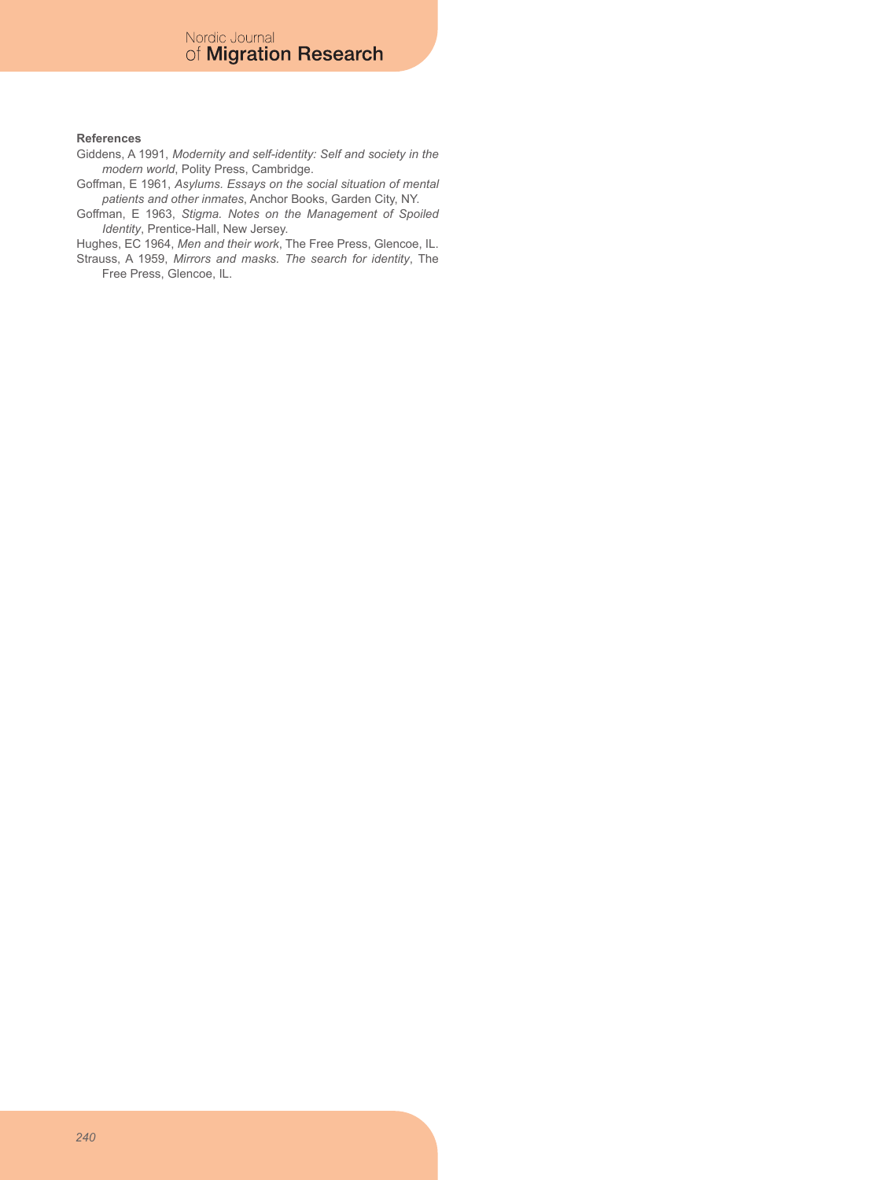**References**

Giddens, A 1991, *Modernity and self-identity: Self and society in the modern world*, Polity Press, Cambridge.

Goffman, E 1961, *Asylums. Essays on the social situation of mental patients and other inmates*, Anchor Books, Garden City, NY.

Goffman, E 1963, *Stigma. Notes on the Management of Spoiled Identity*, Prentice-Hall, New Jersey.

Hughes, EC 1964, *Men and their work*, The Free Press, Glencoe, IL.

Strauss, A 1959, *Mirrors and masks. The search for identity*, The Free Press, Glencoe, IL.